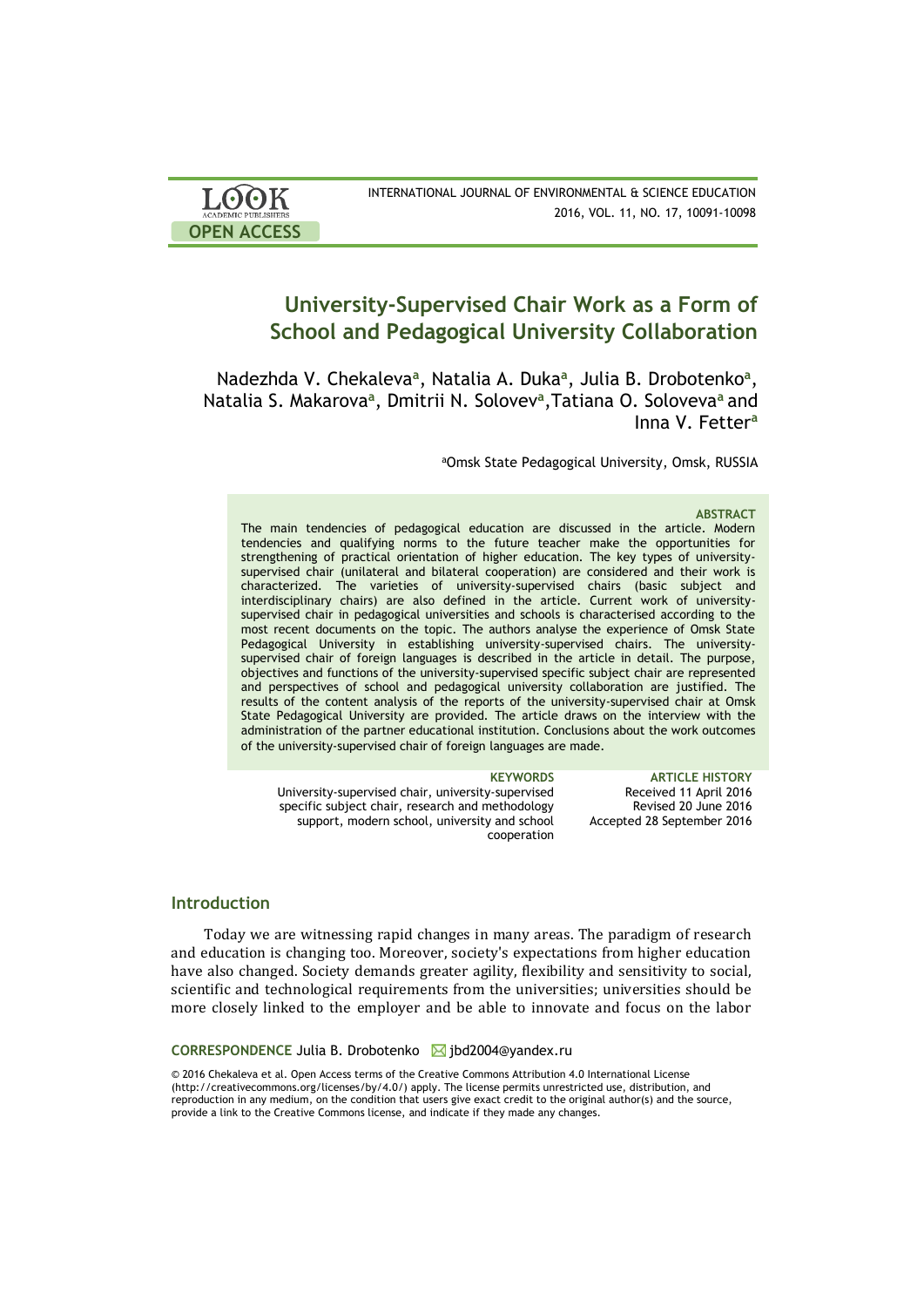# University-Supervised Chair Work as a Form of School and Pedagogical University Collaboration

Nadezhda V. Chekaleva[a], Natalia A. Duka[a], Julia B. Drobotenko[a], Natalia S. Makarova[a], Dmitrii N. Solovev[a], Tatiana O. Soloveva[a] and Inna V. Fetter[a]

[a]Omsk State Pedagogical University, Omsk, RUSSIA

### ABSTRACT

The main tendencies of pedagogical education are discussed in the article. Modern tendencies and qualifying norms to the future teacher make the opportunities for strengthening of practical orientation of higher education. The key types of university-supervised chair (unilateral and bilateral cooperation) are considered and their work is characterized. The varieties of university-supervised chairs (basic subject and interdisciplinary chairs) are also defined in the article. Current work of university-supervised chair in pedagogical universities and schools is characterised according to the most recent documents on the topic. The authors analyse the experience of Omsk State Pedagogical University in establishing university-supervised chairs. The university-supervised chair of foreign languages is described in the article in detail. The purpose, objectives and functions of the university-supervised specific subject chair are represented and perspectives of school and pedagogical university collaboration are justified. The results of the content analysis of the reports of the university-supervised chair at Omsk State Pedagogical University are provided. The article draws on the interview with the administration of the partner educational institution. Conclusions about the work outcomes of the university-supervised chair of foreign languages are made.

**KEYWORDS**
University-supervised chair, university-supervised specific subject chair, research and methodology support, modern school, university and school cooperation

**ARTICLE HISTORY**
Received 11 April 2016
Revised 20 June 2016
Accepted 28 September 2016

## Introduction

Today we are witnessing rapid changes in many areas. The paradigm of research and education is changing too. Moreover, society's expectations from higher education have also changed. Society demands greater agility, flexibility and sensitivity to social, scientific and technological requirements from the universities; universities should be more closely linked to the employer and be able to innovate and focus on the labor

**CORRESPONDENCE** Julia B. Drobotenko jbd2004@yandex.ru

© 2016 Chekaleva et al. Open Access terms of the Creative Commons Attribution 4.0 International License (http://creativecommons.org/licenses/by/4.0/) apply. The license permits unrestricted use, distribution, and reproduction in any medium, on the condition that users give exact credit to the original author(s) and the source, provide a link to the Creative Commons license, and indicate if they made any changes.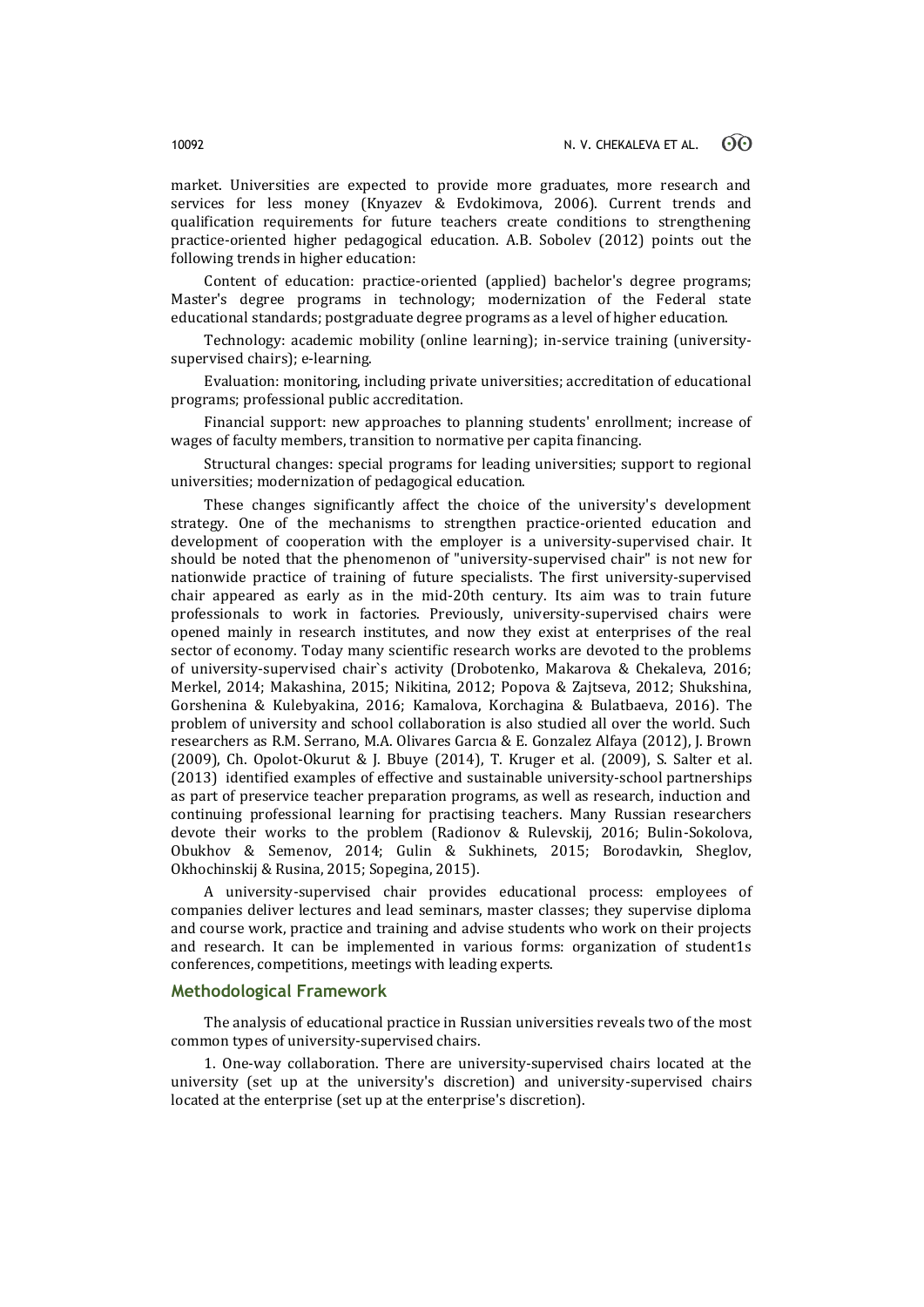market. Universities are expected to provide more graduates, more research and services for less money (Knyazev & Evdokimova, 2006). Current trends and qualification requirements for future teachers create conditions to strengthening practice-oriented higher pedagogical education. A.B. Sobolev (2012) points out the following trends in higher education:

Content of education: practice-oriented (applied) bachelor's degree programs; Master's degree programs in technology; modernization of the Federal state educational standards; postgraduate degree programs as a level of higher education.

Technology: academic mobility (online learning); in-service training (university-supervised chairs); e-learning.

Evaluation: monitoring, including private universities; accreditation of educational programs; professional public accreditation.

Financial support: new approaches to planning students' enrollment; increase of wages of faculty members, transition to normative per capita financing.

Structural changes: special programs for leading universities; support to regional universities; modernization of pedagogical education.

These changes significantly affect the choice of the university's development strategy. One of the mechanisms to strengthen practice-oriented education and development of cooperation with the employer is a university-supervised chair. It should be noted that the phenomenon of "university-supervised chair" is not new for nationwide practice of training of future specialists. The first university-supervised chair appeared as early as in the mid-20th century. Its aim was to train future professionals to work in factories. Previously, university-supervised chairs were opened mainly in research institutes, and now they exist at enterprises of the real sector of economy. Today many scientific research works are devoted to the problems of university-supervised chair`s activity (Drobotenko, Makarova & Chekaleva, 2016; Merkel, 2014; Makashina, 2015; Nikitina, 2012; Popova & Zajtseva, 2012; Shukshina, Gorshenina & Kulebyakina, 2016; Kamalova, Korchagina & Bulatbaeva, 2016). The problem of university and school collaboration is also studied all over the world. Such researchers as R.M. Serrano, M.A. Olivares Garcıa & E. Gonzalez Alfaya (2012), J. Brown (2009), Ch. Opolot-Okurut & J. Bbuye (2014), T. Kruger et al. (2009), S. Salter et al. (2013) identified examples of effective and sustainable university-school partnerships as part of preservice teacher preparation programs, as well as research, induction and continuing professional learning for practising teachers. Many Russian researchers devote their works to the problem (Radionov & Rulevskij, 2016; Bulin-Sokolova, Obukhov & Semenov, 2014; Gulin & Sukhinets, 2015; Borodavkin, Sheglov, Okhochinskij & Rusina, 2015; Sopegina, 2015).

A university-supervised chair provides educational process: employees of companies deliver lectures and lead seminars, master classes; they supervise diploma and course work, practice and training and advise students who work on their projects and research. It can be implemented in various forms: organization of student1s conferences, competitions, meetings with leading experts.

## Methodological Framework

The analysis of educational practice in Russian universities reveals two of the most common types of university-supervised chairs.

1. One-way collaboration. There are university-supervised chairs located at the university (set up at the university's discretion) and university-supervised chairs located at the enterprise (set up at the enterprise's discretion).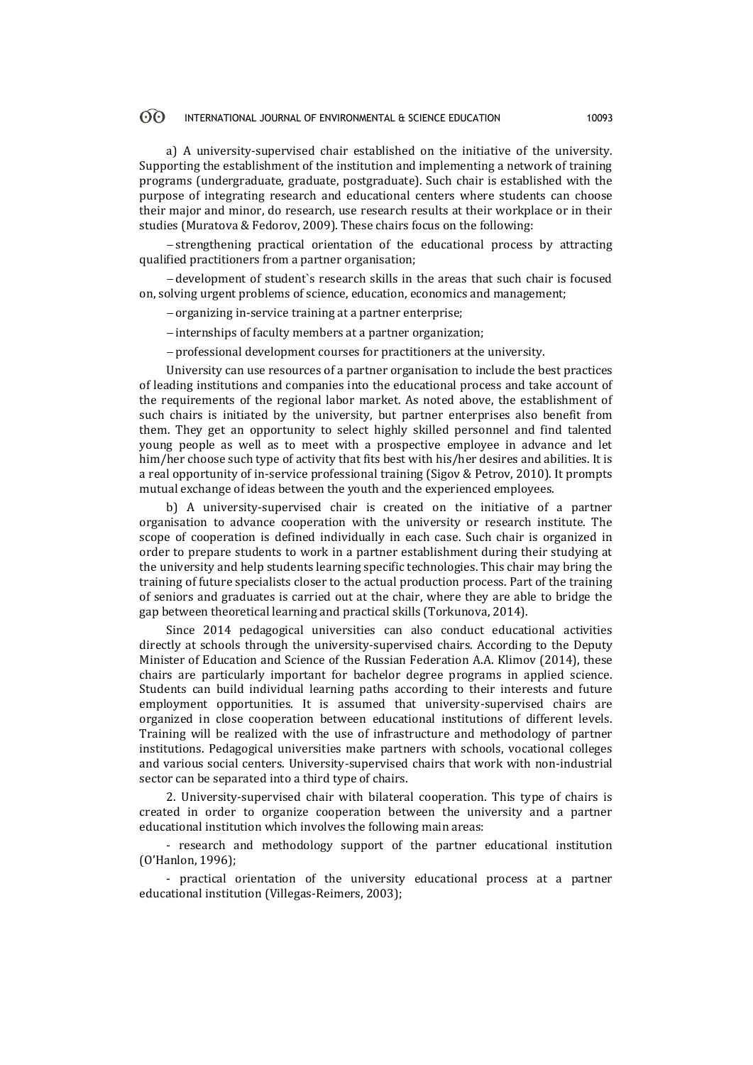a) A university-supervised chair established on the initiative of the university. Supporting the establishment of the institution and implementing a network of training programs (undergraduate, graduate, postgraduate). Such chair is established with the purpose of integrating research and educational centers where students can choose their major and minor, do research, use research results at their workplace or in their studies (Muratova & Fedorov, 2009). These chairs focus on the following:

– strengthening practical orientation of the educational process by attracting qualified practitioners from a partner organisation;

– development of student`s research skills in the areas that such chair is focused on, solving urgent problems of science, education, economics and management;

– organizing in-service training at a partner enterprise;

– internships of faculty members at a partner organization;

– professional development courses for practitioners at the university.

University can use resources of a partner organisation to include the best practices of leading institutions and companies into the educational process and take account of the requirements of the regional labor market. As noted above, the establishment of such chairs is initiated by the university, but partner enterprises also benefit from them. They get an opportunity to select highly skilled personnel and find talented young people as well as to meet with a prospective employee in advance and let him/her choose such type of activity that fits best with his/her desires and abilities. It is a real opportunity of in-service professional training (Sigov & Petrov, 2010). It prompts mutual exchange of ideas between the youth and the experienced employees.

b) A university-supervised chair is created on the initiative of a partner organisation to advance cooperation with the university or research institute. The scope of cooperation is defined individually in each case. Such chair is organized in order to prepare students to work in a partner establishment during their studying at the university and help students learning specific technologies. This chair may bring the training of future specialists closer to the actual production process. Part of the training of seniors and graduates is carried out at the chair, where they are able to bridge the gap between theoretical learning and practical skills (Torkunova, 2014).

Since 2014 pedagogical universities can also conduct educational activities directly at schools through the university-supervised chairs. According to the Deputy Minister of Education and Science of the Russian Federation A.A. Klimov (2014), these chairs are particularly important for bachelor degree programs in applied science. Students can build individual learning paths according to their interests and future employment opportunities. It is assumed that university-supervised chairs are organized in close cooperation between educational institutions of different levels. Training will be realized with the use of infrastructure and methodology of partner institutions. Pedagogical universities make partners with schools, vocational colleges and various social centers. University-supervised chairs that work with non-industrial sector can be separated into a third type of chairs.

2. University-supervised chair with bilateral cooperation. This type of chairs is created in order to organize cooperation between the university and a partner educational institution which involves the following main areas:

- research and methodology support of the partner educational institution (O'Hanlon, 1996);

- practical orientation of the university educational process at a partner educational institution (Villegas-Reimers, 2003);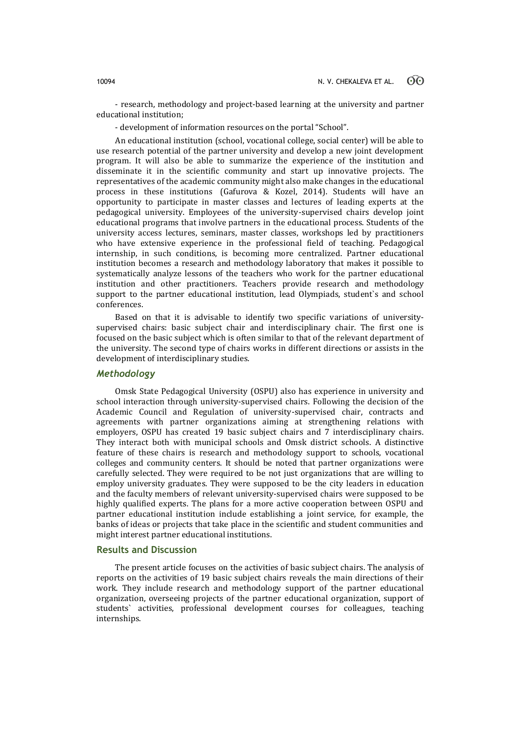- research, methodology and project-based learning at the university and partner educational institution;

- development of information resources on the portal "School".

An educational institution (school, vocational college, social center) will be able to use research potential of the partner university and develop a new joint development program. It will also be able to summarize the experience of the institution and disseminate it in the scientific community and start up innovative projects. The representatives of the academic community might also make changes in the educational process in these institutions (Gafurova & Kozel, 2014). Students will have an opportunity to participate in master classes and lectures of leading experts at the pedagogical university. Employees of the university-supervised chairs develop joint educational programs that involve partners in the educational process. Students of the university access lectures, seminars, master classes, workshops led by practitioners who have extensive experience in the professional field of teaching. Pedagogical internship, in such conditions, is becoming more centralized. Partner educational institution becomes a research and methodology laboratory that makes it possible to systematically analyze lessons of the teachers who work for the partner educational institution and other practitioners. Teachers provide research and methodology support to the partner educational institution, lead Olympiads, student`s and school conferences.

Based on that it is advisable to identify two specific variations of university-supervised chairs: basic subject chair and interdisciplinary chair. The first one is focused on the basic subject which is often similar to that of the relevant department of the university. The second type of chairs works in different directions or assists in the development of interdisciplinary studies.

## *Methodology*

Omsk State Pedagogical University (OSPU) also has experience in university and school interaction through university-supervised chairs. Following the decision of the Academic Council and Regulation of university-supervised chair, contracts and agreements with partner organizations aiming at strengthening relations with employers, OSPU has created 19 basic subject chairs and 7 interdisciplinary chairs. They interact both with municipal schools and Omsk district schools. A distinctive feature of these chairs is research and methodology support to schools, vocational colleges and community centers. It should be noted that partner organizations were carefully selected. They were required to be not just organizations that are willing to employ university graduates. They were supposed to be the city leaders in education and the faculty members of relevant university-supervised chairs were supposed to be highly qualified experts. The plans for a more active cooperation between OSPU and partner educational institution include establishing a joint service, for example, the banks of ideas or projects that take place in the scientific and student communities and might interest partner educational institutions.

## Results and Discussion

The present article focuses on the activities of basic subject chairs. The analysis of reports on the activities of 19 basic subject chairs reveals the main directions of their work. They include research and methodology support of the partner educational organization, overseeing projects of the partner educational organization, support of students` activities, professional development courses for colleagues, teaching internships.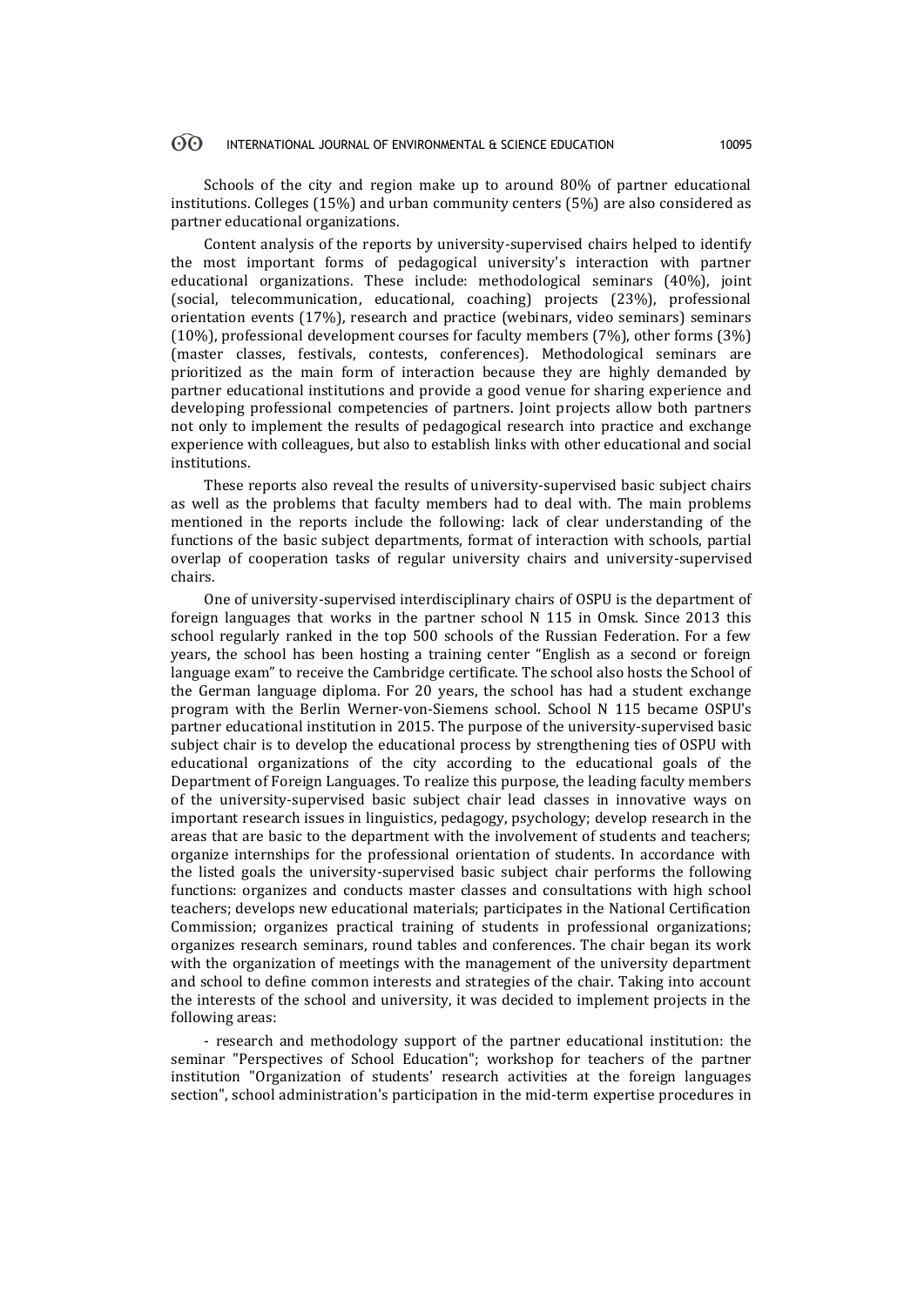Schools of the city and region make up to around 80% of partner educational institutions. Colleges (15%) and urban community centers (5%) are also considered as partner educational organizations.

Content analysis of the reports by university-supervised chairs helped to identify the most important forms of pedagogical university's interaction with partner educational organizations. These include: methodological seminars (40%), joint (social, telecommunication, educational, coaching) projects (23%), professional orientation events (17%), research and practice (webinars, video seminars) seminars (10%), professional development courses for faculty members (7%), other forms (3%) (master classes, festivals, contests, conferences). Methodological seminars are prioritized as the main form of interaction because they are highly demanded by partner educational institutions and provide a good venue for sharing experience and developing professional competencies of partners. Joint projects allow both partners not only to implement the results of pedagogical research into practice and exchange experience with colleagues, but also to establish links with other educational and social institutions.

These reports also reveal the results of university-supervised basic subject chairs as well as the problems that faculty members had to deal with. The main problems mentioned in the reports include the following: lack of clear understanding of the functions of the basic subject departments, format of interaction with schools, partial overlap of cooperation tasks of regular university chairs and university-supervised chairs.

One of university-supervised interdisciplinary chairs of OSPU is the department of foreign languages that works in the partner school N 115 in Omsk. Since 2013 this school regularly ranked in the top 500 schools of the Russian Federation. For a few years, the school has been hosting a training center "English as a second or foreign language exam" to receive the Cambridge certificate. The school also hosts the School of the German language diploma. For 20 years, the school has had a student exchange program with the Berlin Werner-von-Siemens school. School N 115 became OSPU's partner educational institution in 2015. The purpose of the university-supervised basic subject chair is to develop the educational process by strengthening ties of OSPU with educational organizations of the city according to the educational goals of the Department of Foreign Languages. To realize this purpose, the leading faculty members of the university-supervised basic subject chair lead classes in innovative ways on important research issues in linguistics, pedagogy, psychology; develop research in the areas that are basic to the department with the involvement of students and teachers; organize internships for the professional orientation of students. In accordance with the listed goals the university-supervised basic subject chair performs the following functions: organizes and conducts master classes and consultations with high school teachers; develops new educational materials; participates in the National Certification Commission; organizes practical training of students in professional organizations; organizes research seminars, round tables and conferences. The chair began its work with the organization of meetings with the management of the university department and school to define common interests and strategies of the chair. Taking into account the interests of the school and university, it was decided to implement projects in the following areas:

- research and methodology support of the partner educational institution: the seminar "Perspectives of School Education"; workshop for teachers of the partner institution "Organization of students' research activities at the foreign languages section", school administration's participation in the mid-term expertise procedures in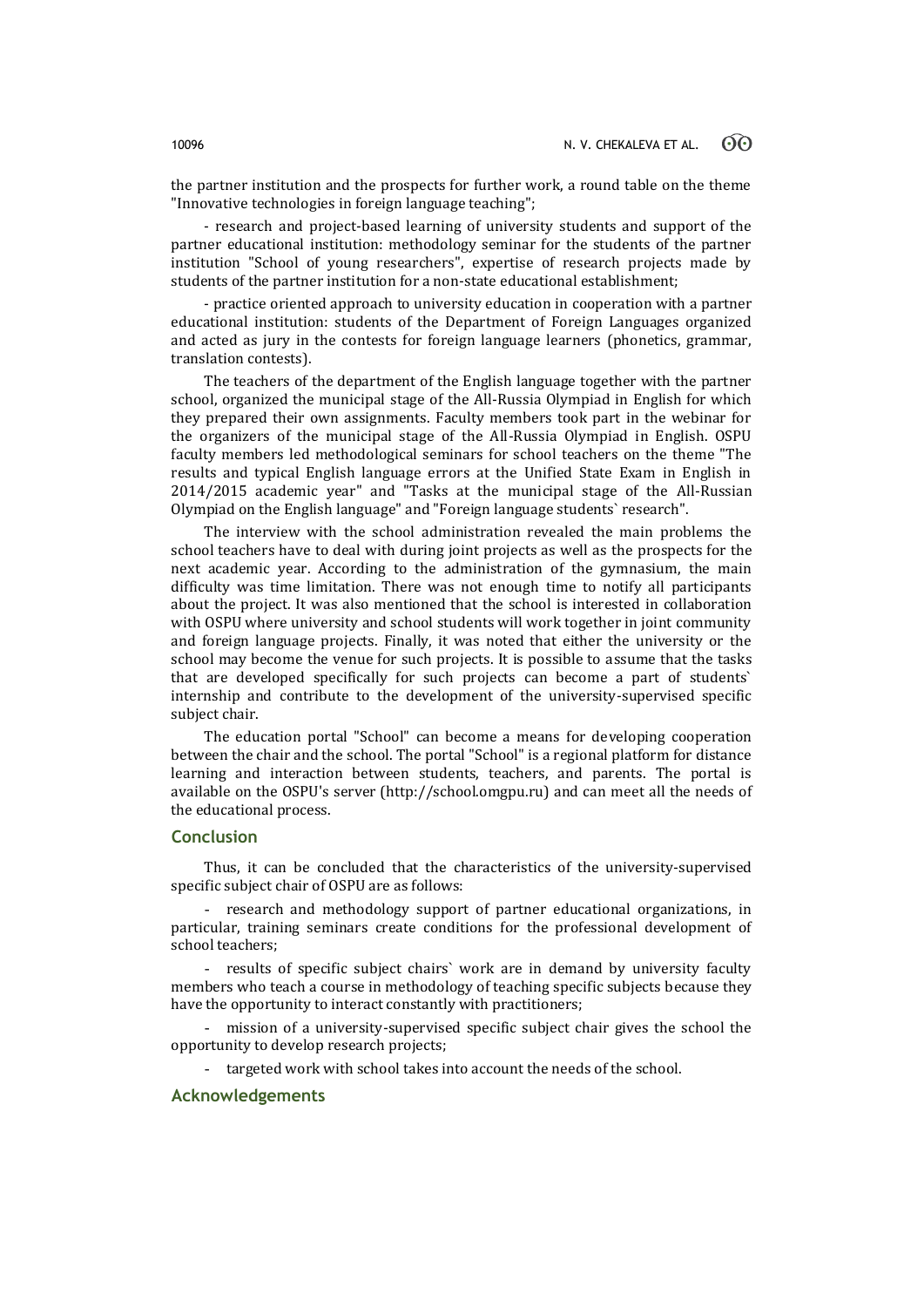the partner institution and the prospects for further work, a round table on the theme "Innovative technologies in foreign language teaching";

- research and project-based learning of university students and support of the partner educational institution: methodology seminar for the students of the partner institution "School of young researchers", expertise of research projects made by students of the partner institution for a non-state educational establishment;

- practice oriented approach to university education in cooperation with a partner educational institution: students of the Department of Foreign Languages organized and acted as jury in the contests for foreign language learners (phonetics, grammar, translation contests).

The teachers of the department of the English language together with the partner school, organized the municipal stage of the All-Russia Olympiad in English for which they prepared their own assignments. Faculty members took part in the webinar for the organizers of the municipal stage of the All-Russia Olympiad in English. OSPU faculty members led methodological seminars for school teachers on the theme "The results and typical English language errors at the Unified State Exam in English in 2014/2015 academic year" and "Tasks at the municipal stage of the All-Russian Olympiad on the English language" and "Foreign language students` research".

The interview with the school administration revealed the main problems the school teachers have to deal with during joint projects as well as the prospects for the next academic year. According to the administration of the gymnasium, the main difficulty was time limitation. There was not enough time to notify all participants about the project. It was also mentioned that the school is interested in collaboration with OSPU where university and school students will work together in joint community and foreign language projects. Finally, it was noted that either the university or the school may become the venue for such projects. It is possible to assume that the tasks that are developed specifically for such projects can become a part of students` internship and contribute to the development of the university-supervised specific subject chair.

The education portal "School" can become a means for developing cooperation between the chair and the school. The portal "School" is a regional platform for distance learning and interaction between students, teachers, and parents. The portal is available on the OSPU's server (http://school.omgpu.ru) and can meet all the needs of the educational process.

## Conclusion

Thus, it can be concluded that the characteristics of the university-supervised specific subject chair of OSPU are as follows:

- research and methodology support of partner educational organizations, in particular, training seminars create conditions for the professional development of school teachers;
- results of specific subject chairs` work are in demand by university faculty members who teach a course in methodology of teaching specific subjects because they have the opportunity to interact constantly with practitioners;
- mission of a university-supervised specific subject chair gives the school the opportunity to develop research projects;
- targeted work with school takes into account the needs of the school.

## Acknowledgements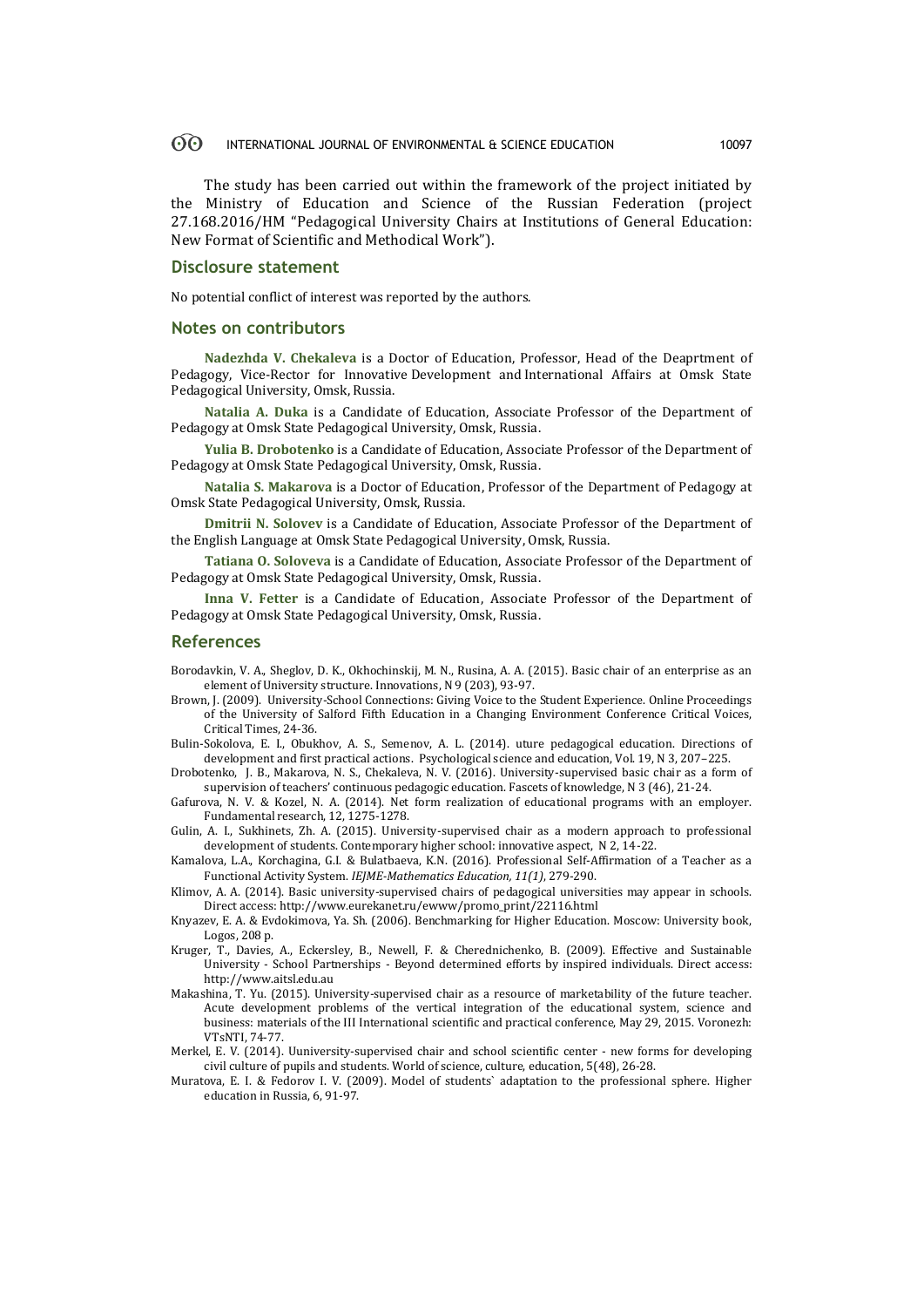The study has been carried out within the framework of the project initiated by the Ministry of Education and Science of the Russian Federation (project 27.168.2016/HM "Pedagogical University Chairs at Institutions of General Education: New Format of Scientific and Methodical Work").

## Disclosure statement

No potential conflict of interest was reported by the authors.

## Notes on contributors

**Nadezhda V. Chekaleva** is a Doctor of Education, Professor, Head of the Deaprtment of Pedagogy, Vice-Rector for Innovative Development and International Affairs at Omsk State Pedagogical University, Omsk, Russia.

**Natalia A. Duka** is a Candidate of Education, Associate Professor of the Department of Pedagogy at Omsk State Pedagogical University, Omsk, Russia.

**Yulia B. Drobotenko** is a Candidate of Education, Associate Professor of the Department of Pedagogy at Omsk State Pedagogical University, Omsk, Russia.

**Natalia S. Makarova** is a Doctor of Education, Professor of the Department of Pedagogy at Omsk State Pedagogical University, Omsk, Russia.

**Dmitrii N. Solovev** is a Candidate of Education, Associate Professor of the Department of the English Language at Omsk State Pedagogical University, Omsk, Russia.

**Tatiana O. Soloveva** is a Candidate of Education, Associate Professor of the Department of Pedagogy at Omsk State Pedagogical University, Omsk, Russia.

**Inna V. Fetter** is a Candidate of Education, Associate Professor of the Department of Pedagogy at Omsk State Pedagogical University, Omsk, Russia.

## References

Borodavkin, V. A., Sheglov, D. K., Okhochinskij, M. N., Rusina, A. A. (2015). Basic chair of an enterprise as an element of University structure. Innovations, N 9 (203), 93-97.

Brown, J. (2009). University-School Connections: Giving Voice to the Student Experience. Online Proceedings of the University of Salford Fifth Education in a Changing Environment Conference Critical Voices, Critical Times, 24-36.

Bulin-Sokolova, E. I., Obukhov, A. S., Semenov, A. L. (2014). uture pedagogical education. Directions of development and first practical actions. Psychological science and education, Vol. 19, N 3, 207–225.

Drobotenko, J. B., Makarova, N. S., Chekaleva, N. V. (2016). University-supervised basic chair as a form of supervision of teachers' continuous pedagogic education. Fascets of knowledge, N 3 (46), 21-24.

Gafurova, N. V. & Kozel, N. A. (2014). Net form realization of educational programs with an employer. Fundamental research, 12, 1275-1278.

Gulin, A. I., Sukhinets, Zh. A. (2015). University-supervised chair as a modern approach to professional development of students. Contemporary higher school: innovative aspect, N 2, 14-22.

Kamalova, L.A., Korchagina, G.I. & Bulatbaeva, K.N. (2016). Professional Self-Affirmation of a Teacher as a Functional Activity System. *IEJME-Mathematics Education, 11(1)*, 279-290.

Klimov, A. A. (2014). Basic university-supervised chairs of pedagogical universities may appear in schools. Direct access: http://www.eurekanet.ru/ewww/promo_print/22116.html

Knyazev, E. A. & Evdokimova, Ya. Sh. (2006). Benchmarking for Higher Education. Moscow: University book, Logos, 208 p.

Kruger, T., Davies, A., Eckersley, B., Newell, F. & Cherednichenko, B. (2009). Effective and Sustainable University - School Partnerships - Beyond determined efforts by inspired individuals. Direct access: http://www.aitsl.edu.au

Makashina, T. Yu. (2015). University-supervised chair as a resource of marketability of the future teacher. Acute development problems of the vertical integration of the educational system, science and business: materials of the III International scientific and practical conference, May 29, 2015. Voronezh: VTsNTI, 74-77.

Merkel, E. V. (2014). Uuniversity-supervised chair and school scientific center - new forms for developing civil culture of pupils and students. World of science, culture, education, 5(48), 26-28.

Muratova, E. I. & Fedorov I. V. (2009). Model of students` adaptation to the professional sphere. Higher education in Russia, 6, 91-97.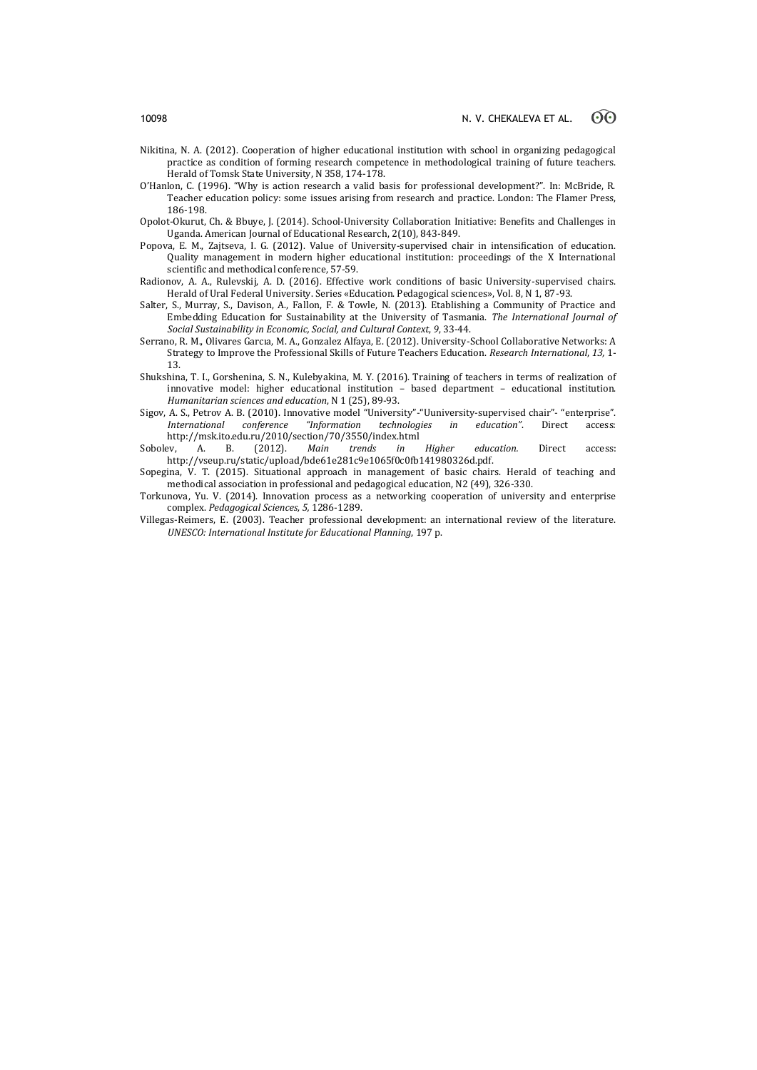Nikitina, N. A. (2012). Cooperation of higher educational institution with school in organizing pedagogical practice as condition of forming research competence in methodological training of future teachers. Herald of Tomsk State University, N 358, 174-178.

O'Hanlon, C. (1996). "Why is action research a valid basis for professional development?". In: McBride, R. Teacher education policy: some issues arising from research and practice. London: The Flamer Press, 186-198.

Opolot-Okurut, Ch. & Bbuye, J. (2014). School-University Collaboration Initiative: Benefits and Challenges in Uganda. American Journal of Educational Research, 2(10), 843-849.

Popova, E. M., Zajtseva, I. G. (2012). Value of University-supervised chair in intensification of education. Quality management in modern higher educational institution: proceedings of the X International scientific and methodical conference, 57-59.

Radionov, A. A., Rulevskij, A. D. (2016). Effective work conditions of basic University-supervised chairs. Herald of Ural Federal University. Series «Education. Pedagogical sciences», Vol. 8, N 1, 87-93.

Salter, S., Murray, S., Davison, A., Fallon, F. & Towle, N. (2013). Etablishing a Community of Practice and Embedding Education for Sustainability at the University of Tasmania. *The International Journal of Social Sustainability in Economic, Social, and Cultural Context*, *9*, 33-44.

Serrano, R. M., Olivares Garcıa, M. A., Gonzalez Alfaya, E. (2012). University-School Collaborative Networks: A Strategy to Improve the Professional Skills of Future Teachers Education. *Research International*, *13,* 1-13.

Shukshina, T. I., Gorshenina, S. N., Kulebyakina, M. Y. (2016). Training of teachers in terms of realization of innovative model: higher educational institution – based department – educational institution. *Humanitarian sciences and education*, N 1 (25), 89-93.

Sigov, A. S., Petrov A. B. (2010). Innovative model "University"-"Uuniversity-supervised chair"- "enterprise". *International conference "Information technologies in education"*. Direct access: http://msk.ito.edu.ru/2010/section/70/3550/index.html

Sobolev, A. B. (2012). *Main trends in Higher education.* Direct access: http://vseup.ru/static/upload/bde61e281c9e1065f0c0fb141980326d.pdf.

Sopegina, V. T. (2015). Situational approach in management of basic chairs. Herald of teaching and methodical association in professional and pedagogical education, N2 (49), 326-330.

Torkunova, Yu. V. (2014). Innovation process as a networking cooperation of university and enterprise complex. *Pedagogical Sciences, 5,* 1286-1289.

Villegas-Reimers, E. (2003). Teacher professional development: an international review of the literature. *UNESCO: International Institute for Educational Planning*, 197 p.